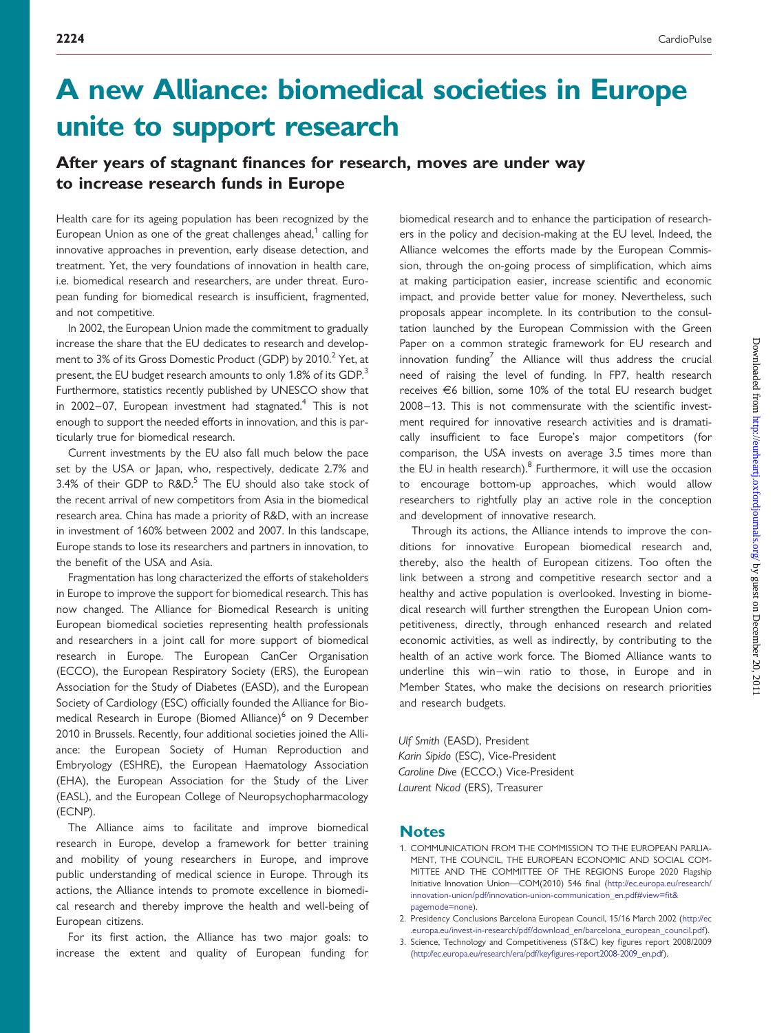# A new Alliance: biomedical societies in Europe unite to support research

## After years of stagnant finances for research, moves are under way to increase research funds in Europe

Health care for its ageing population has been recognized by the European Union as one of the great challenges ahead,[1] calling for innovative approaches in prevention, early disease detection, and treatment. Yet, the very foundations of innovation in health care, i.e. biomedical research and researchers, are under threat. European funding for biomedical research is insufficient, fragmented, and not competitive.

In 2002, the European Union made the commitment to gradually increase the share that the EU dedicates to research and development to 3% of its Gross Domestic Product (GDP) by 2010.[2] Yet, at present, the EU budget research amounts to only 1.8% of its GDP.[3] Furthermore, statistics recently published by UNESCO show that in 2002–07, European investment had stagnated.[4] This is not enough to support the needed efforts in innovation, and this is particularly true for biomedical research.

Current investments by the EU also fall much below the pace set by the USA or Japan, who, respectively, dedicate 2.7% and 3.4% of their GDP to R&D.[5] The EU should also take stock of the recent arrival of new competitors from Asia in the biomedical research area. China has made a priority of R&D, with an increase in investment of 160% between 2002 and 2007. In this landscape, Europe stands to lose its researchers and partners in innovation, to the benefit of the USA and Asia.

Fragmentation has long characterized the efforts of stakeholders in Europe to improve the support for biomedical research. This has now changed. The Alliance for Biomedical Research is uniting European biomedical societies representing health professionals and researchers in a joint call for more support of biomedical research in Europe. The European CanCer Organisation (ECCO), the European Respiratory Society (ERS), the European Association for the Study of Diabetes (EASD), and the European Society of Cardiology (ESC) officially founded the Alliance for Biomedical Research in Europe (Biomed Alliance)[6] on 9 December 2010 in Brussels. Recently, four additional societies joined the Alliance: the European Society of Human Reproduction and Embryology (ESHRE), the European Haematology Association (EHA), the European Association for the Study of the Liver (EASL), and the European College of Neuropsychopharmacology (ECNP).

The Alliance aims to facilitate and improve biomedical research in Europe, develop a framework for better training and mobility of young researchers in Europe, and improve public understanding of medical science in Europe. Through its actions, the Alliance intends to promote excellence in biomedical research and thereby improve the health and well-being of European citizens.

For its first action, the Alliance has two major goals: to increase the extent and quality of European funding for biomedical research and to enhance the participation of researchers in the policy and decision-making at the EU level. Indeed, the Alliance welcomes the efforts made by the European Commission, through the on-going process of simplification, which aims at making participation easier, increase scientific and economic impact, and provide better value for money. Nevertheless, such proposals appear incomplete. In its contribution to the consultation launched by the European Commission with the Green Paper on a common strategic framework for EU research and innovation funding[7] the Alliance will thus address the crucial need of raising the level of funding. In FP7, health research receives €6 billion, some 10% of the total EU research budget 2008–13. This is not commensurate with the scientific investment required for innovative research activities and is dramatically insufficient to face Europe's major competitors (for comparison, the USA invests on average 3.5 times more than the EU in health research).[8] Furthermore, it will use the occasion to encourage bottom-up approaches, which would allow researchers to rightfully play an active role in the conception and development of innovative research.

Through its actions, the Alliance intends to improve the conditions for innovative European biomedical research and, thereby, also the health of European citizens. Too often the link between a strong and competitive research sector and a healthy and active population is overlooked. Investing in biomedical research will further strengthen the European Union competitiveness, directly, through enhanced research and related economic activities, as well as indirectly, by contributing to the health of an active work force. The Biomed Alliance wants to underline this win–win ratio to those, in Europe and in Member States, who make the decisions on research priorities and research budgets.

*Ulf Smith* (EASD), President
*Karin Sipido* (ESC), Vice-President
*Caroline Dive* (ECCO,) Vice-President
*Laurent Nicod* (ERS), Treasurer

## Notes

1. COMMUNICATION FROM THE COMMISSION TO THE EUROPEAN PARLIAMENT, THE COUNCIL, THE EUROPEAN ECONOMIC AND SOCIAL COMMITTEE AND THE COMMITTEE OF THE REGIONS Europe 2020 Flagship Initiative Innovation Union—COM(2010) 546 final (http://ec.europa.eu/research/innovation-union/pdf/innovation-union-communication_en.pdf#view=fit&pagemode=none).
2. Presidency Conclusions Barcelona European Council, 15/16 March 2002 (http://ec.europa.eu/invest-in-research/pdf/download_en/barcelona_european_council.pdf).
3. Science, Technology and Competitiveness (ST&C) key figures report 2008/2009 (http://ec.europa.eu/research/era/pdf/keyfigures-report2008-2009_en.pdf).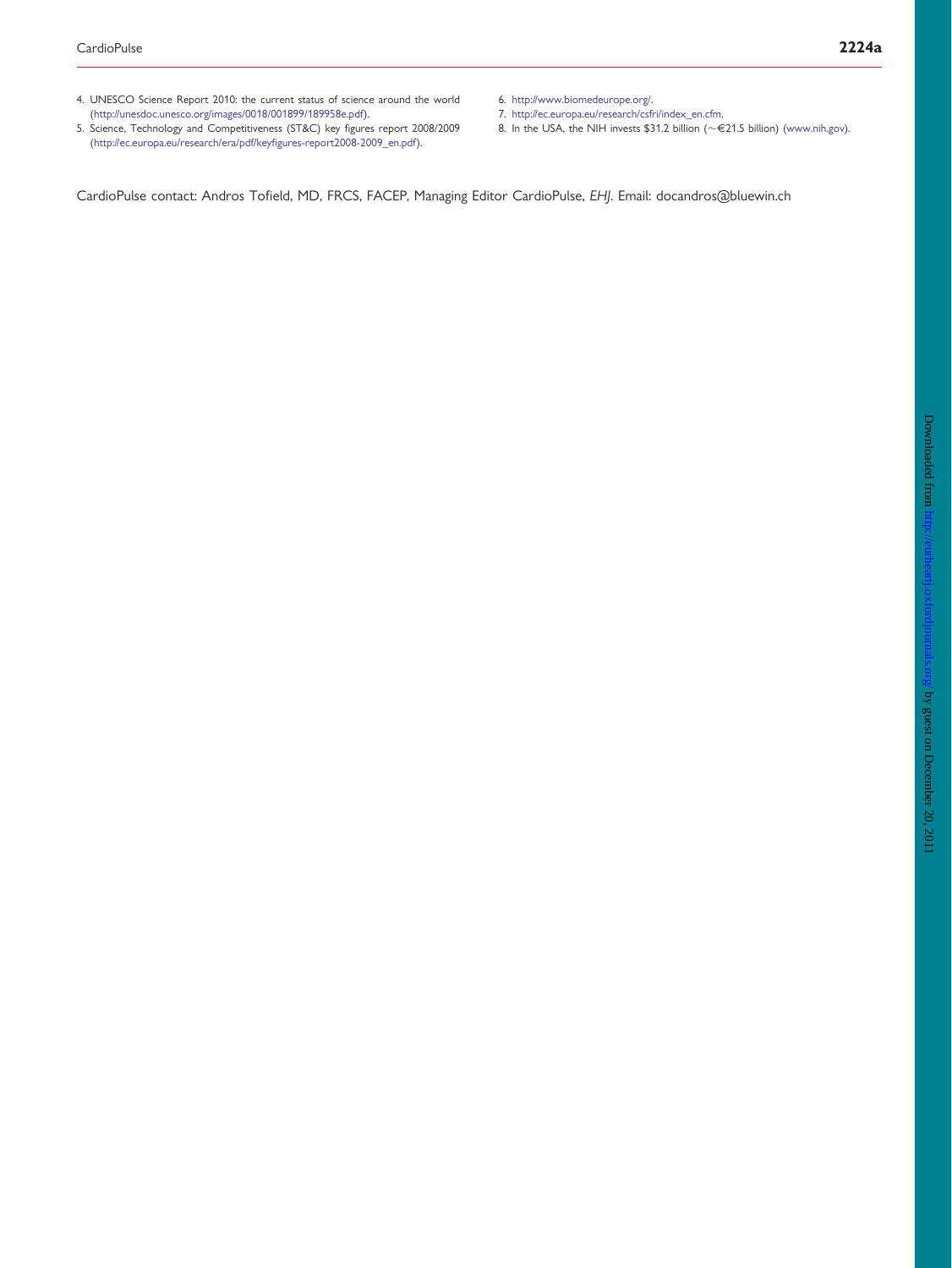4. UNESCO Science Report 2010: the current status of science around the world (http://unesdoc.unesco.org/images/0018/001899/189958e.pdf).
5. Science, Technology and Competitiveness (ST&C) key figures report 2008/2009 (http://ec.europa.eu/research/era/pdf/keyfigures-report2008-2009_en.pdf).
6. http://www.biomedeurope.org/.
7. http://ec.europa.eu/research/csfri/index_en.cfm.
8. In the USA, the NIH invests $31.2 billion (~€21.5 billion) (www.nih.gov).

CardioPulse contact: Andros Tofield, MD, FRCS, FACEP, Managing Editor CardioPulse, *EHJ*. Email: docandros@bluewin.ch